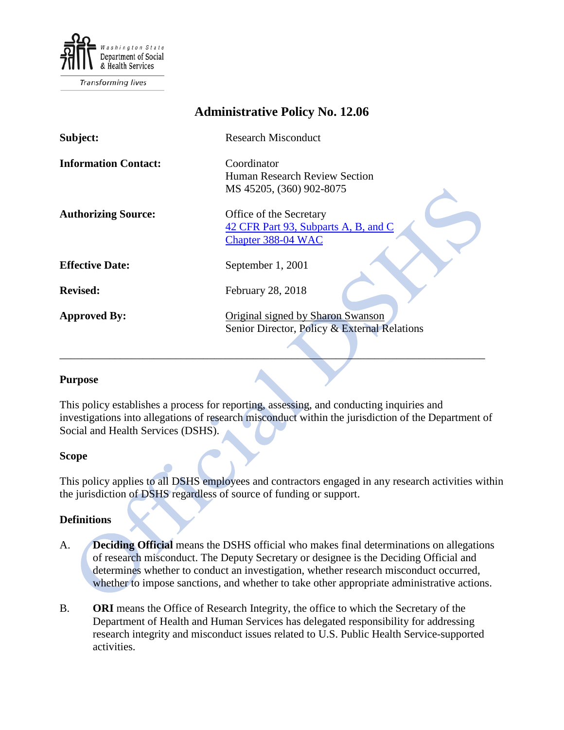Washington State Department of Social & Health Services

Transforming lives

# Administrative Policy No. 12.06

| | |
|---|---|
| **Subject:** | Research Misconduct |
| **Information Contact:** | Coordinator<br>Human Research Review Section<br>MS 45205, (360) 902-8075 |
| **Authorizing Source:** | Office of the Secretary<br>42 CFR Part 93, Subparts A, B, and C<br>Chapter 388-04 WAC |
| **Effective Date:** | September 1, 2001 |
| **Revised:** | February 28, 2018 |
| **Approved By:** | Original signed by Sharon Swanson<br>Senior Director, Policy & External Relations |

## Purpose

This policy establishes a process for reporting, assessing, and conducting inquiries and investigations into allegations of research misconduct within the jurisdiction of the Department of Social and Health Services (DSHS).

## Scope

This policy applies to all DSHS employees and contractors engaged in any research activities within the jurisdiction of DSHS regardless of source of funding or support.

## Definitions

A. **Deciding Official** means the DSHS official who makes final determinations on allegations of research misconduct. The Deputy Secretary or designee is the Deciding Official and determines whether to conduct an investigation, whether research misconduct occurred, whether to impose sanctions, and whether to take other appropriate administrative actions.

B. **ORI** means the Office of Research Integrity, the office to which the Secretary of the Department of Health and Human Services has delegated responsibility for addressing research integrity and misconduct issues related to U.S. Public Health Service-supported activities.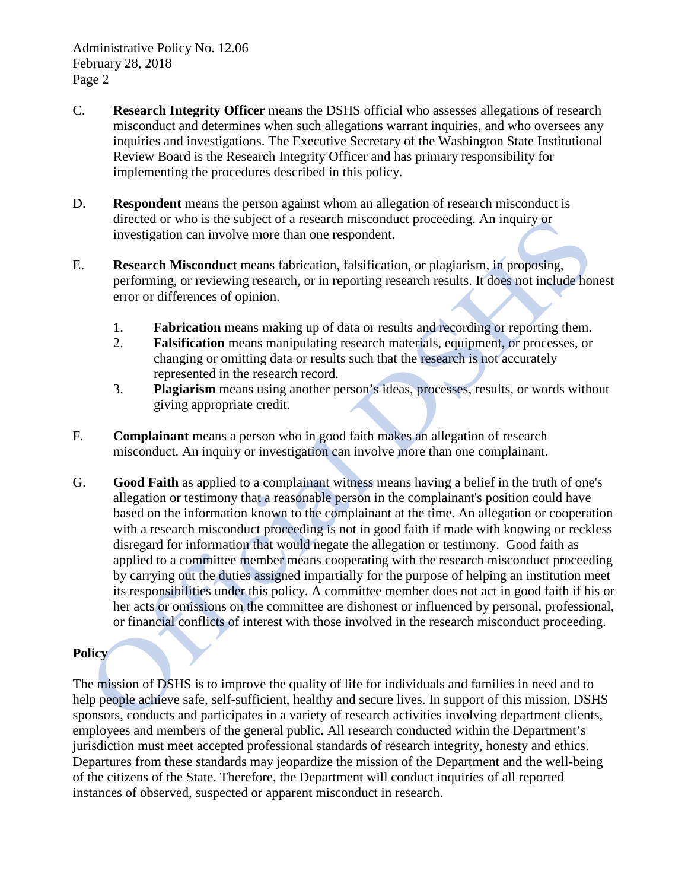C. **Research Integrity Officer** means the DSHS official who assesses allegations of research misconduct and determines when such allegations warrant inquiries, and who oversees any inquiries and investigations. The Executive Secretary of the Washington State Institutional Review Board is the Research Integrity Officer and has primary responsibility for implementing the procedures described in this policy.

D. **Respondent** means the person against whom an allegation of research misconduct is directed or who is the subject of a research misconduct proceeding. An inquiry or investigation can involve more than one respondent.

E. **Research Misconduct** means fabrication, falsification, or plagiarism, in proposing, performing, or reviewing research, or in reporting research results. It does not include honest error or differences of opinion.

   1. **Fabrication** means making up of data or results and recording or reporting them.
   2. **Falsification** means manipulating research materials, equipment, or processes, or changing or omitting data or results such that the research is not accurately represented in the research record.
   3. **Plagiarism** means using another person's ideas, processes, results, or words without giving appropriate credit.

F. **Complainant** means a person who in good faith makes an allegation of research misconduct. An inquiry or investigation can involve more than one complainant.

G. **Good Faith** as applied to a complainant witness means having a belief in the truth of one's allegation or testimony that a reasonable person in the complainant's position could have based on the information known to the complainant at the time. An allegation or cooperation with a research misconduct proceeding is not in good faith if made with knowing or reckless disregard for information that would negate the allegation or testimony. Good faith as applied to a committee member means cooperating with the research misconduct proceeding by carrying out the duties assigned impartially for the purpose of helping an institution meet its responsibilities under this policy. A committee member does not act in good faith if his or her acts or omissions on the committee are dishonest or influenced by personal, professional, or financial conflicts of interest with those involved in the research misconduct proceeding.

## Policy

The mission of DSHS is to improve the quality of life for individuals and families in need and to help people achieve safe, self-sufficient, healthy and secure lives. In support of this mission, DSHS sponsors, conducts and participates in a variety of research activities involving department clients, employees and members of the general public. All research conducted within the Department's jurisdiction must meet accepted professional standards of research integrity, honesty and ethics. Departures from these standards may jeopardize the mission of the Department and the well-being of the citizens of the State. Therefore, the Department will conduct inquiries of all reported instances of observed, suspected or apparent misconduct in research.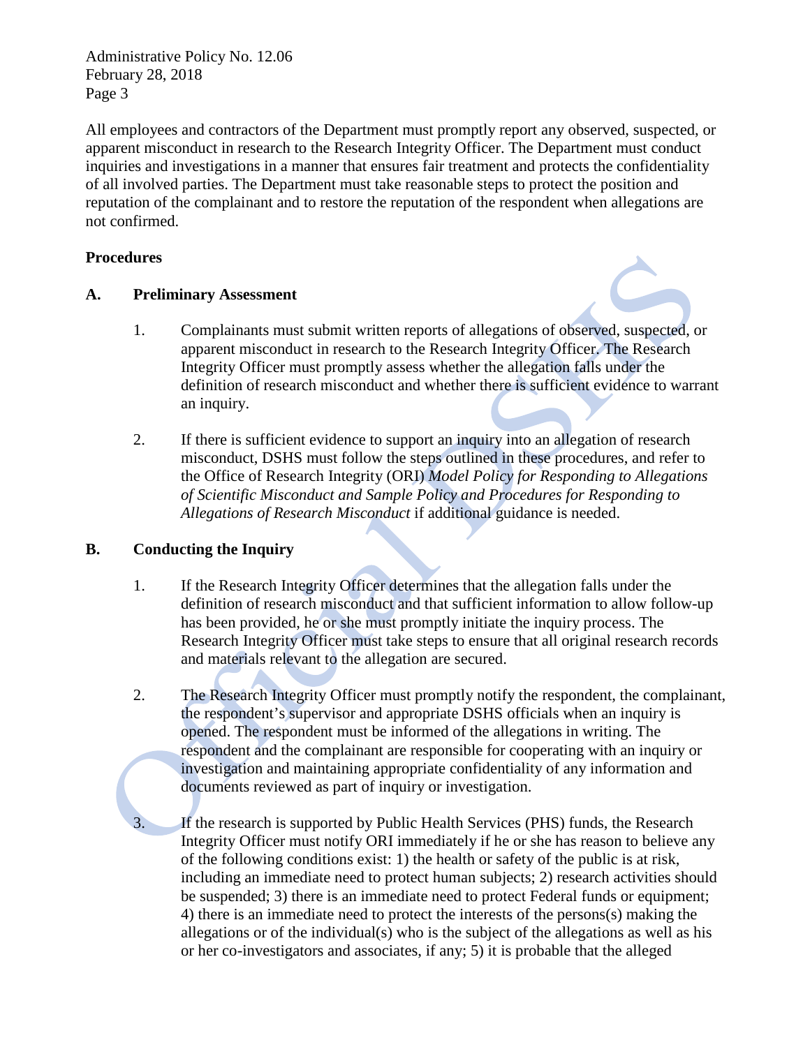All employees and contractors of the Department must promptly report any observed, suspected, or apparent misconduct in research to the Research Integrity Officer. The Department must conduct inquiries and investigations in a manner that ensures fair treatment and protects the confidentiality of all involved parties. The Department must take reasonable steps to protect the position and reputation of the complainant and to restore the reputation of the respondent when allegations are not confirmed.

**Procedures**

**A. Preliminary Assessment**

1. Complainants must submit written reports of allegations of observed, suspected, or apparent misconduct in research to the Research Integrity Officer. The Research Integrity Officer must promptly assess whether the allegation falls under the definition of research misconduct and whether there is sufficient evidence to warrant an inquiry.

2. If there is sufficient evidence to support an inquiry into an allegation of research misconduct, DSHS must follow the steps outlined in these procedures, and refer to the Office of Research Integrity (ORI) *Model Policy for Responding to Allegations of Scientific Misconduct and Sample Policy and Procedures for Responding to Allegations of Research Misconduct* if additional guidance is needed.

**B. Conducting the Inquiry**

1. If the Research Integrity Officer determines that the allegation falls under the definition of research misconduct and that sufficient information to allow follow-up has been provided, he or she must promptly initiate the inquiry process. The Research Integrity Officer must take steps to ensure that all original research records and materials relevant to the allegation are secured.

2. The Research Integrity Officer must promptly notify the respondent, the complainant, the respondent's supervisor and appropriate DSHS officials when an inquiry is opened. The respondent must be informed of the allegations in writing. The respondent and the complainant are responsible for cooperating with an inquiry or investigation and maintaining appropriate confidentiality of any information and documents reviewed as part of inquiry or investigation.

3. If the research is supported by Public Health Services (PHS) funds, the Research Integrity Officer must notify ORI immediately if he or she has reason to believe any of the following conditions exist: 1) the health or safety of the public is at risk, including an immediate need to protect human subjects; 2) research activities should be suspended; 3) there is an immediate need to protect Federal funds or equipment; 4) there is an immediate need to protect the interests of the persons(s) making the allegations or of the individual(s) who is the subject of the allegations as well as his or her co-investigators and associates, if any; 5) it is probable that the alleged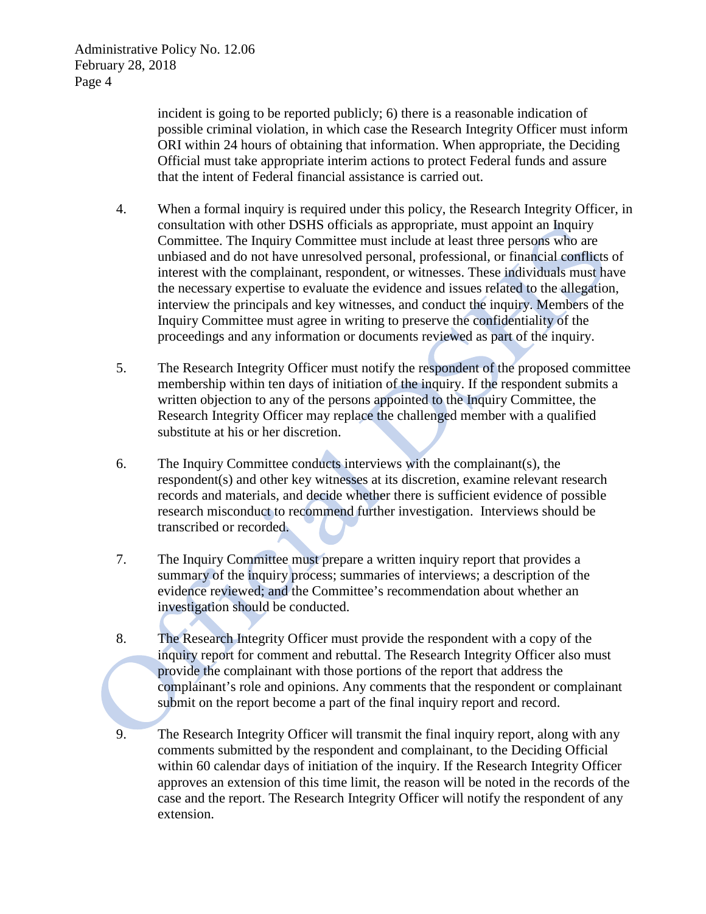incident is going to be reported publicly; 6) there is a reasonable indication of possible criminal violation, in which case the Research Integrity Officer must inform ORI within 24 hours of obtaining that information. When appropriate, the Deciding Official must take appropriate interim actions to protect Federal funds and assure that the intent of Federal financial assistance is carried out.

4. When a formal inquiry is required under this policy, the Research Integrity Officer, in consultation with other DSHS officials as appropriate, must appoint an Inquiry Committee. The Inquiry Committee must include at least three persons who are unbiased and do not have unresolved personal, professional, or financial conflicts of interest with the complainant, respondent, or witnesses. These individuals must have the necessary expertise to evaluate the evidence and issues related to the allegation, interview the principals and key witnesses, and conduct the inquiry. Members of the Inquiry Committee must agree in writing to preserve the confidentiality of the proceedings and any information or documents reviewed as part of the inquiry.

5. The Research Integrity Officer must notify the respondent of the proposed committee membership within ten days of initiation of the inquiry. If the respondent submits a written objection to any of the persons appointed to the Inquiry Committee, the Research Integrity Officer may replace the challenged member with a qualified substitute at his or her discretion.

6. The Inquiry Committee conducts interviews with the complainant(s), the respondent(s) and other key witnesses at its discretion, examine relevant research records and materials, and decide whether there is sufficient evidence of possible research misconduct to recommend further investigation. Interviews should be transcribed or recorded.

7. The Inquiry Committee must prepare a written inquiry report that provides a summary of the inquiry process; summaries of interviews; a description of the evidence reviewed; and the Committee's recommendation about whether an investigation should be conducted.

8. The Research Integrity Officer must provide the respondent with a copy of the inquiry report for comment and rebuttal. The Research Integrity Officer also must provide the complainant with those portions of the report that address the complainant's role and opinions. Any comments that the respondent or complainant submit on the report become a part of the final inquiry report and record.

9. The Research Integrity Officer will transmit the final inquiry report, along with any comments submitted by the respondent and complainant, to the Deciding Official within 60 calendar days of initiation of the inquiry. If the Research Integrity Officer approves an extension of this time limit, the reason will be noted in the records of the case and the report. The Research Integrity Officer will notify the respondent of any extension.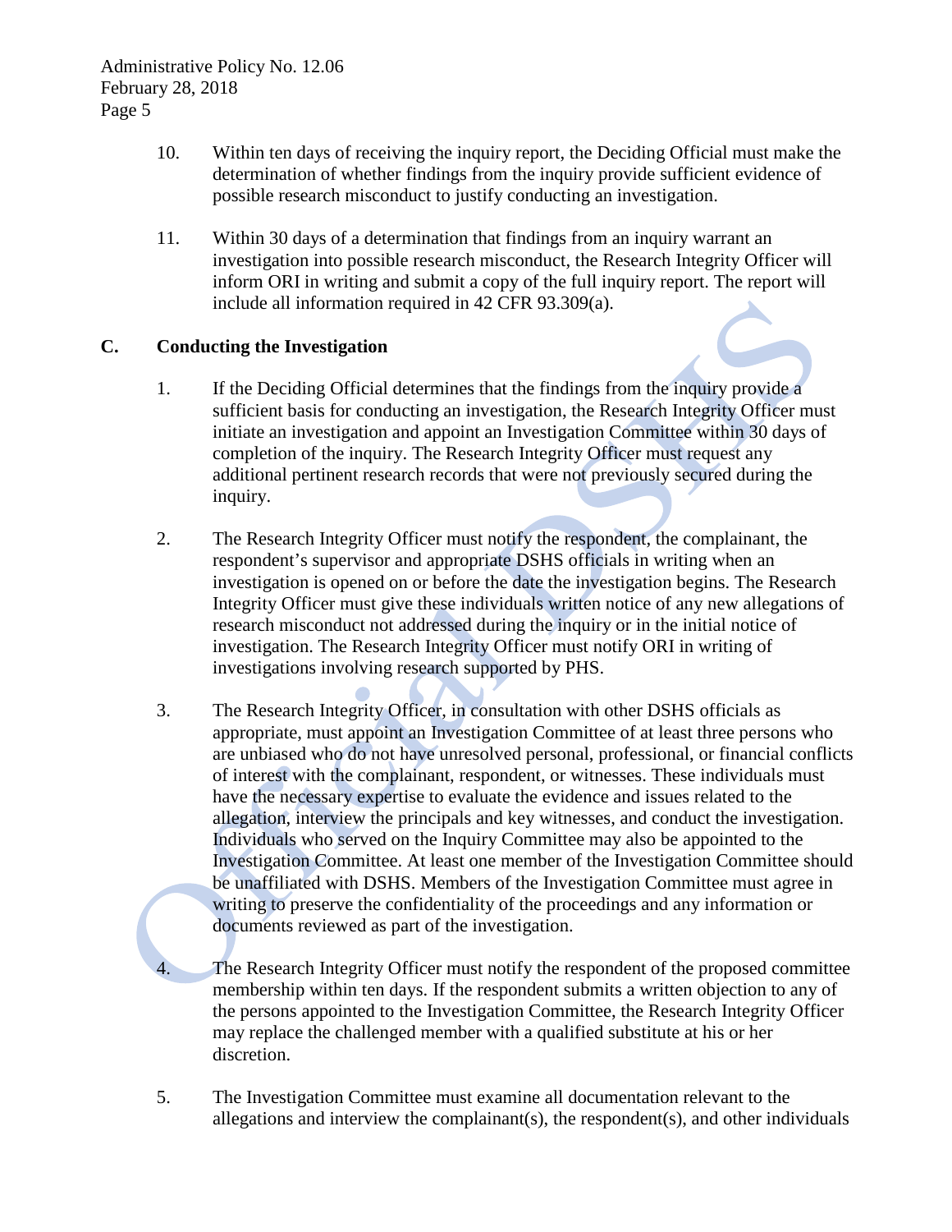10. Within ten days of receiving the inquiry report, the Deciding Official must make the determination of whether findings from the inquiry provide sufficient evidence of possible research misconduct to justify conducting an investigation.

11. Within 30 days of a determination that findings from an inquiry warrant an investigation into possible research misconduct, the Research Integrity Officer will inform ORI in writing and submit a copy of the full inquiry report. The report will include all information required in 42 CFR 93.309(a).

## C. Conducting the Investigation

1. If the Deciding Official determines that the findings from the inquiry provide a sufficient basis for conducting an investigation, the Research Integrity Officer must initiate an investigation and appoint an Investigation Committee within 30 days of completion of the inquiry. The Research Integrity Officer must request any additional pertinent research records that were not previously secured during the inquiry.

2. The Research Integrity Officer must notify the respondent, the complainant, the respondent's supervisor and appropriate DSHS officials in writing when an investigation is opened on or before the date the investigation begins. The Research Integrity Officer must give these individuals written notice of any new allegations of research misconduct not addressed during the inquiry or in the initial notice of investigation. The Research Integrity Officer must notify ORI in writing of investigations involving research supported by PHS.

3. The Research Integrity Officer, in consultation with other DSHS officials as appropriate, must appoint an Investigation Committee of at least three persons who are unbiased who do not have unresolved personal, professional, or financial conflicts of interest with the complainant, respondent, or witnesses. These individuals must have the necessary expertise to evaluate the evidence and issues related to the allegation, interview the principals and key witnesses, and conduct the investigation. Individuals who served on the Inquiry Committee may also be appointed to the Investigation Committee. At least one member of the Investigation Committee should be unaffiliated with DSHS. Members of the Investigation Committee must agree in writing to preserve the confidentiality of the proceedings and any information or documents reviewed as part of the investigation.

4. The Research Integrity Officer must notify the respondent of the proposed committee membership within ten days. If the respondent submits a written objection to any of the persons appointed to the Investigation Committee, the Research Integrity Officer may replace the challenged member with a qualified substitute at his or her discretion.

5. The Investigation Committee must examine all documentation relevant to the allegations and interview the complainant(s), the respondent(s), and other individuals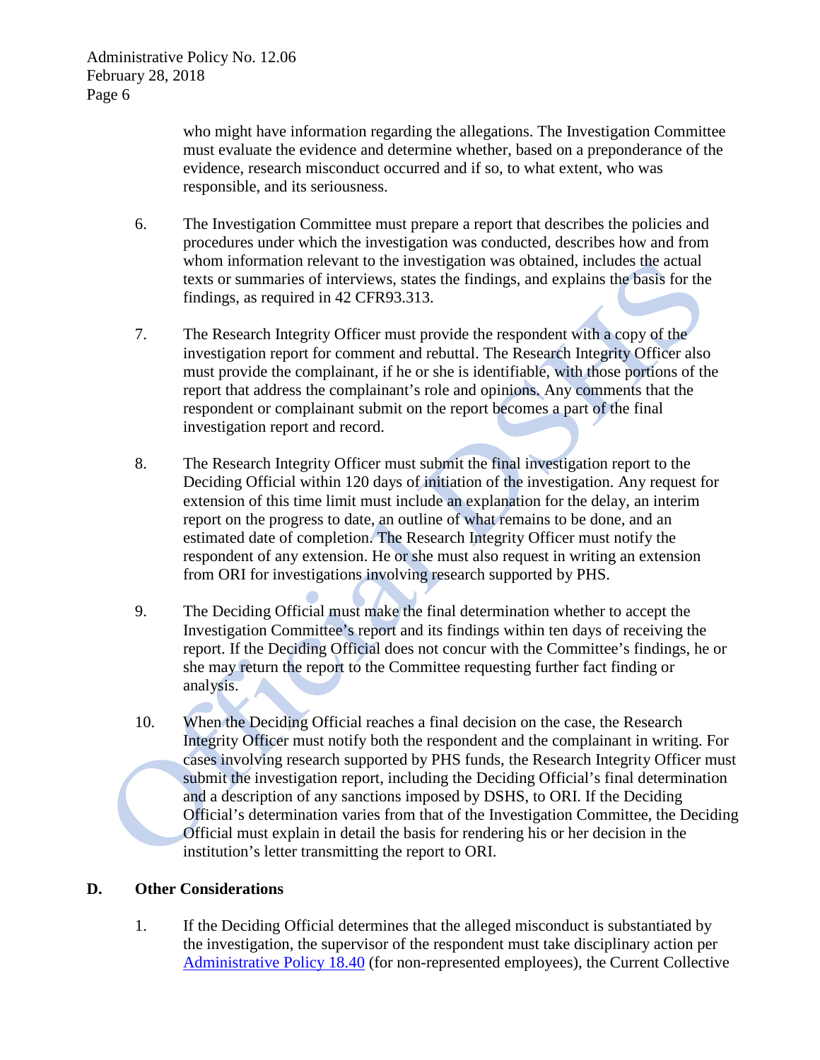who might have information regarding the allegations. The Investigation Committee must evaluate the evidence and determine whether, based on a preponderance of the evidence, research misconduct occurred and if so, to what extent, who was responsible, and its seriousness.

6. The Investigation Committee must prepare a report that describes the policies and procedures under which the investigation was conducted, describes how and from whom information relevant to the investigation was obtained, includes the actual texts or summaries of interviews, states the findings, and explains the basis for the findings, as required in 42 CFR93.313.

7. The Research Integrity Officer must provide the respondent with a copy of the investigation report for comment and rebuttal. The Research Integrity Officer also must provide the complainant, if he or she is identifiable, with those portions of the report that address the complainant's role and opinions. Any comments that the respondent or complainant submit on the report becomes a part of the final investigation report and record.

8. The Research Integrity Officer must submit the final investigation report to the Deciding Official within 120 days of initiation of the investigation. Any request for extension of this time limit must include an explanation for the delay, an interim report on the progress to date, an outline of what remains to be done, and an estimated date of completion. The Research Integrity Officer must notify the respondent of any extension. He or she must also request in writing an extension from ORI for investigations involving research supported by PHS.

9. The Deciding Official must make the final determination whether to accept the Investigation Committee's report and its findings within ten days of receiving the report. If the Deciding Official does not concur with the Committee's findings, he or she may return the report to the Committee requesting further fact finding or analysis.

10. When the Deciding Official reaches a final decision on the case, the Research Integrity Officer must notify both the respondent and the complainant in writing. For cases involving research supported by PHS funds, the Research Integrity Officer must submit the investigation report, including the Deciding Official's final determination and a description of any sanctions imposed by DSHS, to ORI. If the Deciding Official's determination varies from that of the Investigation Committee, the Deciding Official must explain in detail the basis for rendering his or her decision in the institution's letter transmitting the report to ORI.

## D. Other Considerations

1. If the Deciding Official determines that the alleged misconduct is substantiated by the investigation, the supervisor of the respondent must take disciplinary action per Administrative Policy 18.40 (for non-represented employees), the Current Collective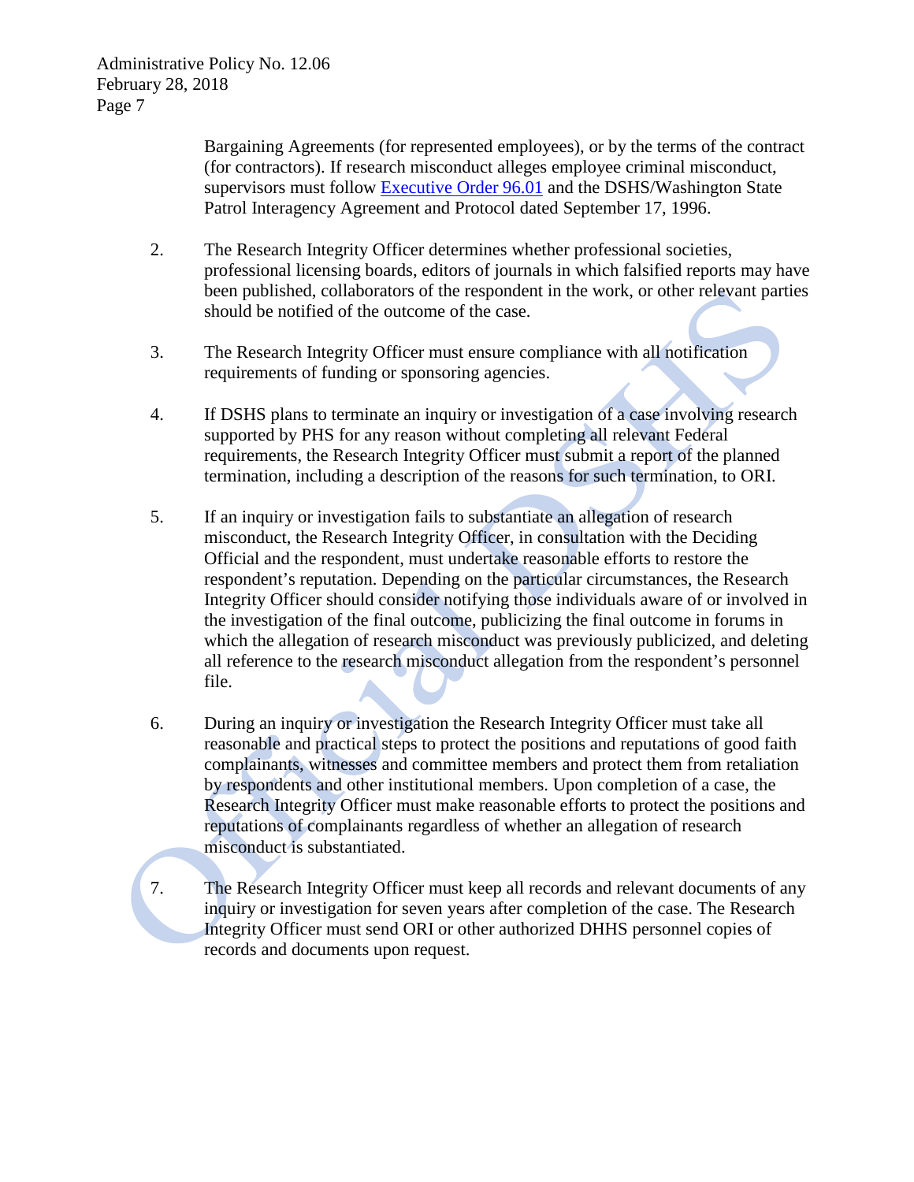Bargaining Agreements (for represented employees), or by the terms of the contract (for contractors). If research misconduct alleges employee criminal misconduct, supervisors must follow Executive Order 96.01 and the DSHS/Washington State Patrol Interagency Agreement and Protocol dated September 17, 1996.

2. The Research Integrity Officer determines whether professional societies, professional licensing boards, editors of journals in which falsified reports may have been published, collaborators of the respondent in the work, or other relevant parties should be notified of the outcome of the case.

3. The Research Integrity Officer must ensure compliance with all notification requirements of funding or sponsoring agencies.

4. If DSHS plans to terminate an inquiry or investigation of a case involving research supported by PHS for any reason without completing all relevant Federal requirements, the Research Integrity Officer must submit a report of the planned termination, including a description of the reasons for such termination, to ORI.

5. If an inquiry or investigation fails to substantiate an allegation of research misconduct, the Research Integrity Officer, in consultation with the Deciding Official and the respondent, must undertake reasonable efforts to restore the respondent's reputation. Depending on the particular circumstances, the Research Integrity Officer should consider notifying those individuals aware of or involved in the investigation of the final outcome, publicizing the final outcome in forums in which the allegation of research misconduct was previously publicized, and deleting all reference to the research misconduct allegation from the respondent's personnel file.

6. During an inquiry or investigation the Research Integrity Officer must take all reasonable and practical steps to protect the positions and reputations of good faith complainants, witnesses and committee members and protect them from retaliation by respondents and other institutional members. Upon completion of a case, the Research Integrity Officer must make reasonable efforts to protect the positions and reputations of complainants regardless of whether an allegation of research misconduct is substantiated.

7. The Research Integrity Officer must keep all records and relevant documents of any inquiry or investigation for seven years after completion of the case. The Research Integrity Officer must send ORI or other authorized DHHS personnel copies of records and documents upon request.